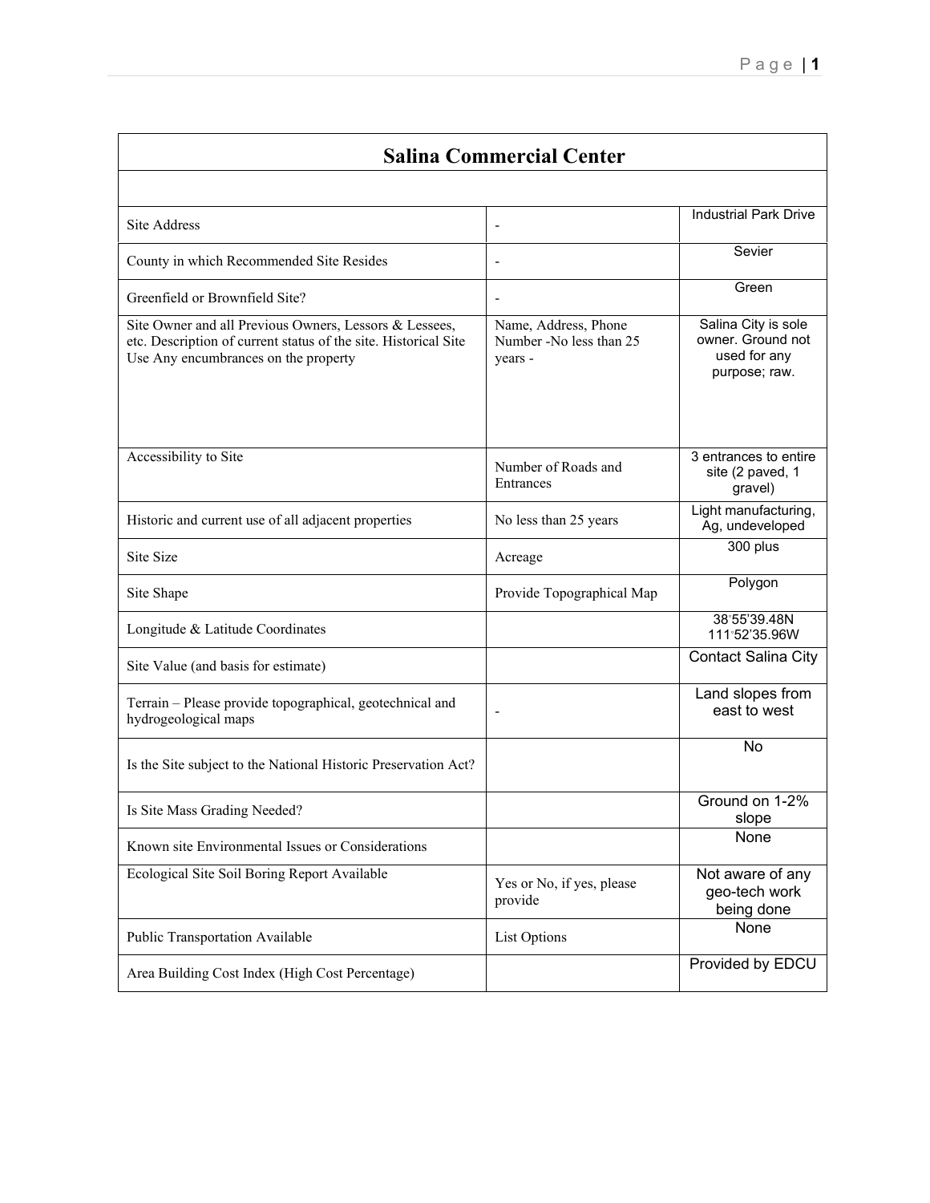| Salina Commercial Center | | |
|---|---|---|
| | | |
| Site Address | - | Industrial Park Drive |
| County in which Recommended Site Resides | - | Sevier |
| Greenfield or Brownfield Site? | - | Green |
| Site Owner and all Previous Owners, Lessors & Lessees, etc. Description of current status of the site. Historical Site Use Any encumbrances on the property | Name, Address, Phone Number -No less than 25 years - | Salina City is sole owner. Ground not used for any purpose; raw. |
| Accessibility to Site | Number of Roads and Entrances | 3 entrances to entire site (2 paved, 1 gravel) |
| Historic and current use of all adjacent properties | No less than 25 years | Light manufacturing, Ag, undeveloped |
| Site Size | Acreage | 300 plus |
| Site Shape | Provide Topographical Map | Polygon |
| Longitude & Latitude Coordinates | | 38°55'39.48N 111°52'35.96W |
| Site Value (and basis for estimate) | | Contact Salina City |
| Terrain – Please provide topographical, geotechnical and hydrogeological maps | - | Land slopes from east to west |
| Is the Site subject to the National Historic Preservation Act? | | No |
| Is Site Mass Grading Needed? | | Ground on 1-2% slope |
| Known site Environmental Issues or Considerations | | None |
| Ecological Site Soil Boring Report Available | Yes or No, if yes, please provide | Not aware of any geo-tech work being done |
| Public Transportation Available | List Options | None |
| Area Building Cost Index (High Cost Percentage) | | Provided by EDCU |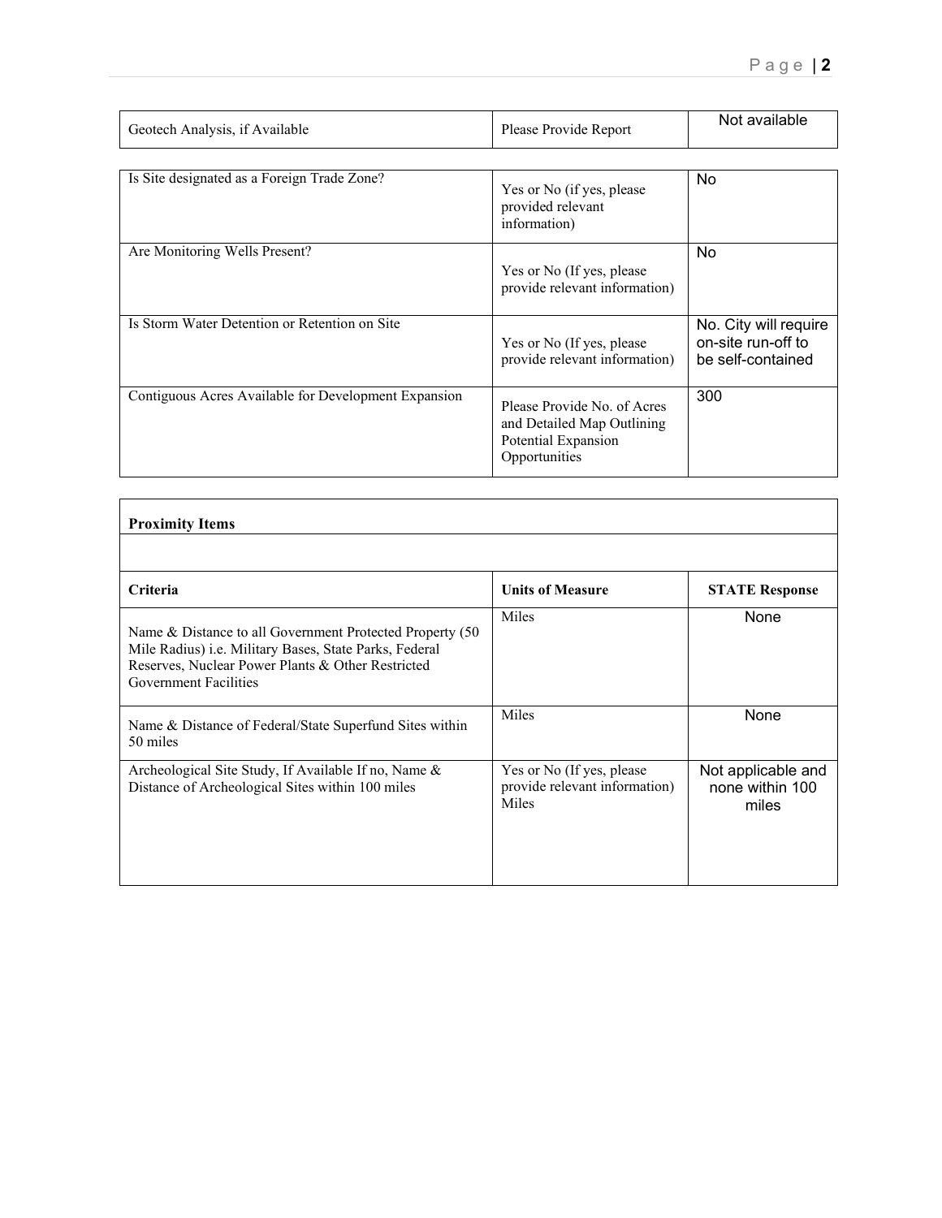| Geotech Analysis, if Available | Please Provide Report | Not available |
| --- | --- | --- |

| Is Site designated as a Foreign Trade Zone? | Yes or No (if yes, please provided relevant information) | No |
| --- | --- | --- |
| Are Monitoring Wells Present? | Yes or No (If yes, please provide relevant information) | No |
| Is Storm Water Detention or Retention on Site | Yes or No (If yes, please provide relevant information) | No. City will require on-site run-off to be self-contained |
| Contiguous Acres Available for Development Expansion | Please Provide No. of Acres and Detailed Map Outlining Potential Expansion Opportunities | 300 |

| **Proximity Items** | | |
| --- | --- | --- |
| | | |
| **Criteria** | **Units of Measure** | **STATE Response** |
| Name & Distance to all Government Protected Property (50 Mile Radius) i.e. Military Bases, State Parks, Federal Reserves, Nuclear Power Plants & Other Restricted Government Facilities | Miles | None |
| Name & Distance of Federal/State Superfund Sites within 50 miles | Miles | None |
| Archeological Site Study, If Available If no, Name & Distance of Archeological Sites within 100 miles | Yes or No (If yes, please provide relevant information) Miles | Not applicable and none within 100 miles |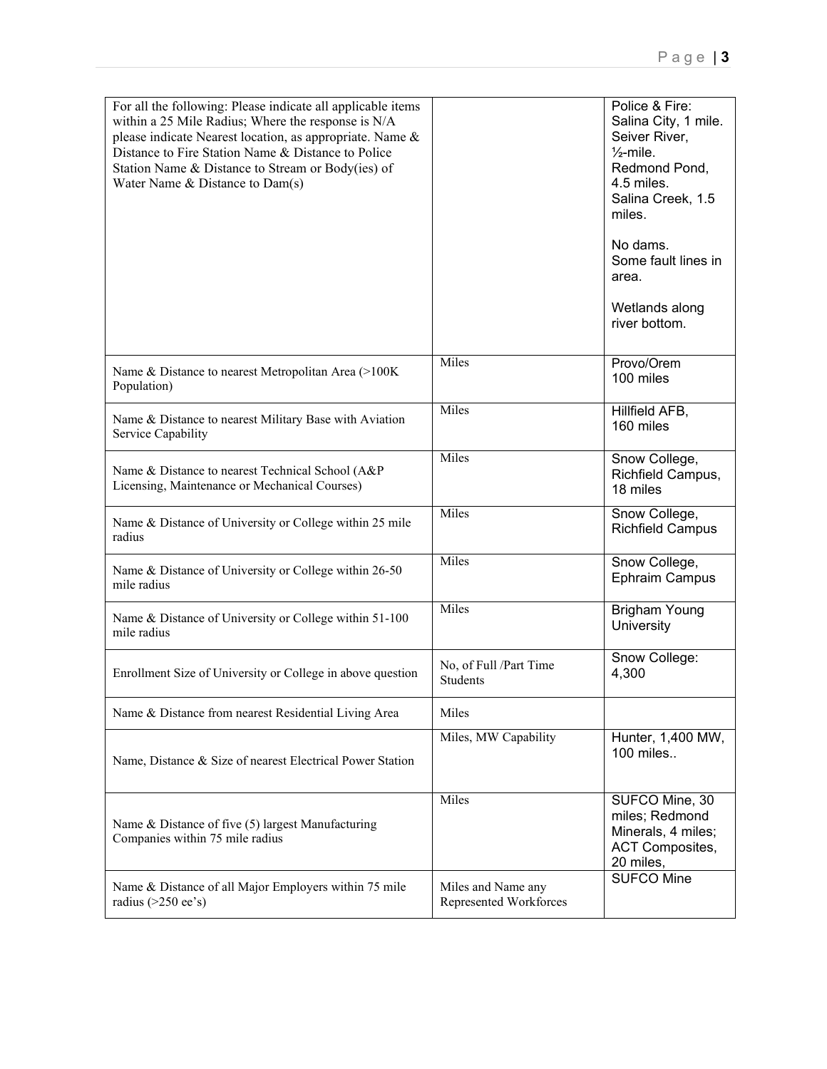| For all the following: Please indicate all applicable items within a 25 Mile Radius; Where the response is N/A please indicate Nearest location, as appropriate. Name & Distance to Fire Station Name & Distance to Police Station Name & Distance to Stream or Body(ies) of Water Name & Distance to Dam(s) | | Police & Fire: Salina City, 1 mile. Seiver River, ½-mile. Redmond Pond, 4.5 miles. Salina Creek, 1.5 miles.<br><br>No dams. Some fault lines in area.<br><br>Wetlands along river bottom. |
|---|---|---|
| Name & Distance to nearest Metropolitan Area (>100K Population) | Miles | Provo/Orem 100 miles |
| Name & Distance to nearest Military Base with Aviation Service Capability | Miles | Hillfield AFB, 160 miles |
| Name & Distance to nearest Technical School (A&P Licensing, Maintenance or Mechanical Courses) | Miles | Snow College, Richfield Campus, 18 miles |
| Name & Distance of University or College within 25 mile radius | Miles | Snow College, Richfield Campus |
| Name & Distance of University or College within 26-50 mile radius | Miles | Snow College, Ephraim Campus |
| Name & Distance of University or College within 51-100 mile radius | Miles | Brigham Young University |
| Enrollment Size of University or College in above question | No, of Full /Part Time Students | Snow College: 4,300 |
| Name & Distance from nearest Residential Living Area | Miles | |
| Name, Distance & Size of nearest Electrical Power Station | Miles, MW Capability | Hunter, 1,400 MW, 100 miles.. |
| Name & Distance of five (5) largest Manufacturing Companies within 75 mile radius | Miles | SUFCO Mine, 30 miles; Redmond Minerals, 4 miles; ACT Composites, 20 miles, |
| Name & Distance of all Major Employers within 75 mile radius (>250 ee's) | Miles and Name any Represented Workforces | SUFCO Mine |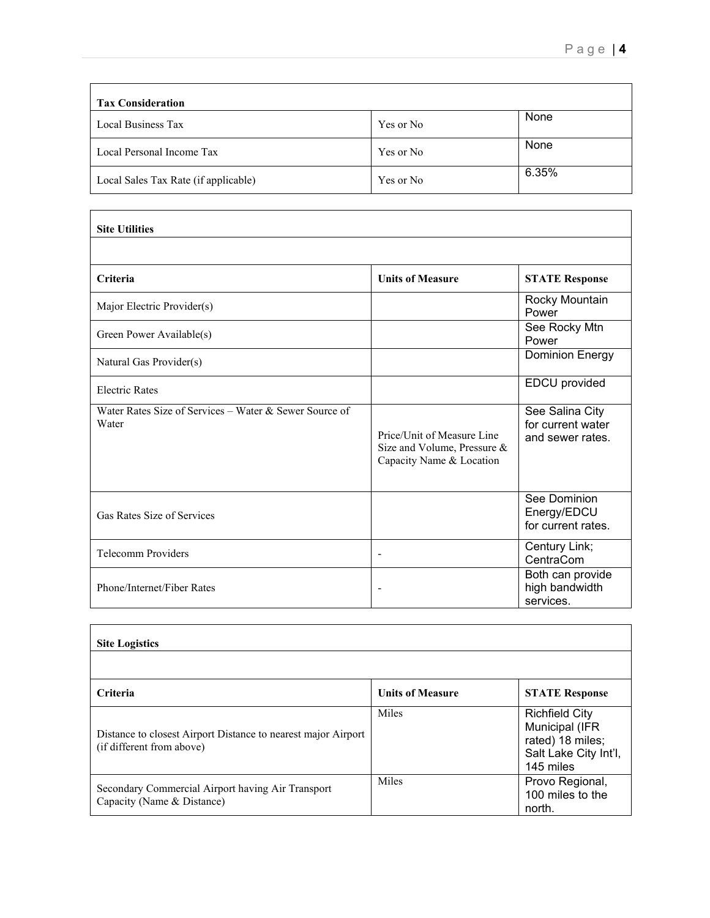| **Tax Consideration** | | |
|---|---|---|
| Local Business Tax | Yes or No | None |
| Local Personal Income Tax | Yes or No | None |
| Local Sales Tax Rate (if applicable) | Yes or No | 6.35% |

| **Site Utilities** | | |
|---|---|---|
| | | |
| **Criteria** | **Units of Measure** | **STATE Response** |
| Major Electric Provider(s) | | Rocky Mountain Power |
| Green Power Available(s) | | See Rocky Mtn Power |
| Natural Gas Provider(s) | | Dominion Energy |
| Electric Rates | | EDCU provided |
| Water Rates Size of Services – Water & Sewer Source of Water | Price/Unit of Measure Line Size and Volume, Pressure & Capacity Name & Location | See Salina City for current water and sewer rates. |
| Gas Rates Size of Services | | See Dominion Energy/EDCU for current rates. |
| Telecomm Providers | - | Century Link; CentraCom |
| Phone/Internet/Fiber Rates | - | Both can provide high bandwidth services. |

| **Site Logistics** | | |
|---|---|---|
| | | |
| **Criteria** | **Units of Measure** | **STATE Response** |
| Distance to closest Airport Distance to nearest major Airport (if different from above) | Miles | Richfield City Municipal (IFR rated) 18 miles; Salt Lake City Int'l, 145 miles |
| Secondary Commercial Airport having Air Transport Capacity (Name & Distance) | Miles | Provo Regional, 100 miles to the north. |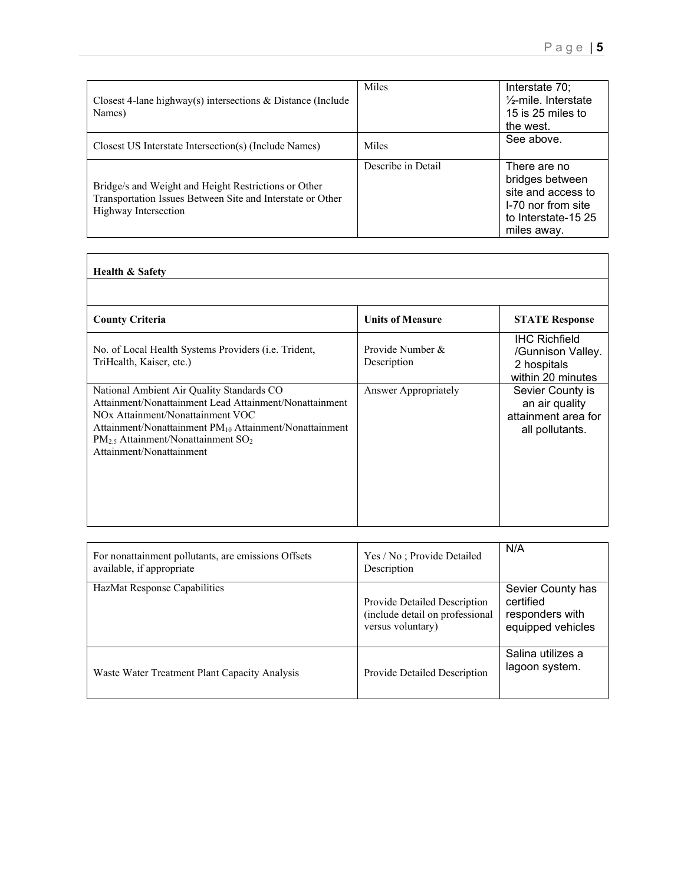| | | |
|---|---|---|
| Closest 4-lane highway(s) intersections & Distance (Include Names) | Miles | Interstate 70; ½-mile. Interstate 15 is 25 miles to the west. |
| Closest US Interstate Intersection(s) (Include Names) | Miles | See above. |
| Bridge/s and Weight and Height Restrictions or Other Transportation Issues Between Site and Interstate or Other Highway Intersection | Describe in Detail | There are no bridges between site and access to I-70 nor from site to Interstate-15 25 miles away. |

| **Health & Safety** | | |
|---|---|---|
| | | |
| **County Criteria** | **Units of Measure** | **STATE Response** |
| No. of Local Health Systems Providers (i.e. Trident, TriHealth, Kaiser, etc.) | Provide Number & Description | IHC Richfield /Gunnison Valley. 2 hospitals within 20 minutes |
| National Ambient Air Quality Standards CO Attainment/Nonattainment Lead Attainment/Nonattainment NOx Attainment/Nonattainment VOC Attainment/Nonattainment $PM_{10}$ Attainment/Nonattainment $PM_{2.5}$ Attainment/Nonattainment $SO_2$ Attainment/Nonattainment | Answer Appropriately | Sevier County is an air quality attainment area for all pollutants. |

| | | |
|---|---|---|
| For nonattainment pollutants, are emissions Offsets available, if appropriate | Yes / No ; Provide Detailed Description | N/A |
| HazMat Response Capabilities | Provide Detailed Description (include detail on professional versus voluntary) | Sevier County has certified responders with equipped vehicles |
| Waste Water Treatment Plant Capacity Analysis | Provide Detailed Description | Salina utilizes a lagoon system. |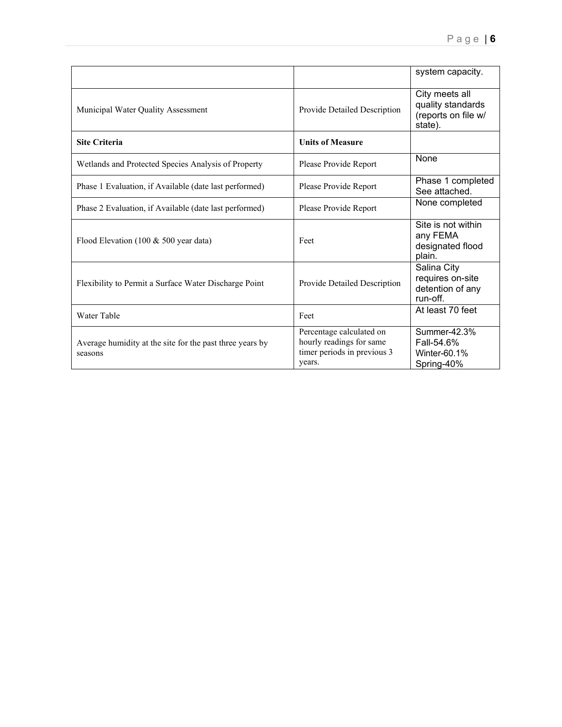| | | |
|---|---|---|
| | | system capacity. |
| Municipal Water Quality Assessment | Provide Detailed Description | City meets all quality standards (reports on file w/ state). |
| **Site Criteria** | **Units of Measure** | |
| Wetlands and Protected Species Analysis of Property | Please Provide Report | None |
| Phase 1 Evaluation, if Available (date last performed) | Please Provide Report | Phase 1 completed See attached. |
| Phase 2 Evaluation, if Available (date last performed) | Please Provide Report | None completed |
| Flood Elevation (100 & 500 year data) | Feet | Site is not within any FEMA designated flood plain. |
| Flexibility to Permit a Surface Water Discharge Point | Provide Detailed Description | Salina City requires on-site detention of any run-off. |
| Water Table | Feet | At least 70 feet |
| Average humidity at the site for the past three years by seasons | Percentage calculated on hourly readings for same timer periods in previous 3 years. | Summer-42.3% Fall-54.6% Winter-60.1% Spring-40% |